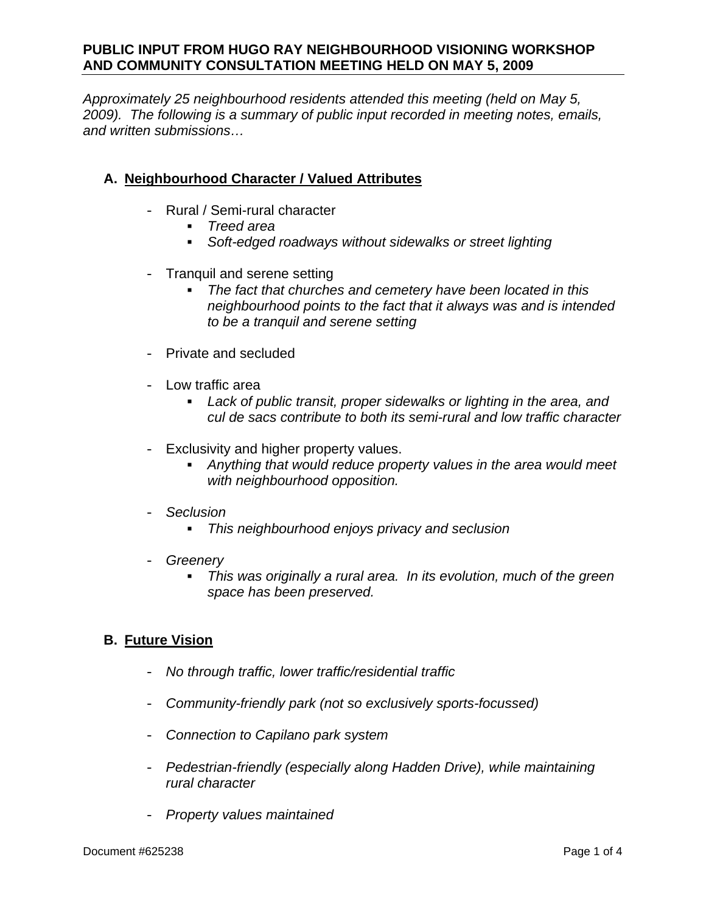# PUBLIC INPUT FROM HUGO RAY NEIGHBOURHOOD VISIONING WORKSHOP AND COMMUNITY CONSULTATION MEETING HELD ON MAY 5, 2009

*Approximately 25 neighbourhood residents attended this meeting (held on May 5, 2009). The following is a summary of public input recorded in meeting notes, emails, and written submissions…*

## A. Neighbourhood Character / Valued Attributes

- Rural / Semi-rural character
  - *Treed area*
  - *Soft-edged roadways without sidewalks or street lighting*

- Tranquil and serene setting
  - *The fact that churches and cemetery have been located in this neighbourhood points to the fact that it always was and is intended to be a tranquil and serene setting*

- Private and secluded

- Low traffic area
  - *Lack of public transit, proper sidewalks or lighting in the area, and cul de sacs contribute to both its semi-rural and low traffic character*

- Exclusivity and higher property values.
  - *Anything that would reduce property values in the area would meet with neighbourhood opposition.*

- *Seclusion*
  - *This neighbourhood enjoys privacy and seclusion*

- *Greenery*
  - *This was originally a rural area. In its evolution, much of the green space has been preserved.*

## B. Future Vision

- *No through traffic, lower traffic/residential traffic*

- *Community-friendly park (not so exclusively sports-focussed)*

- *Connection to Capilano park system*

- *Pedestrian-friendly (especially along Hadden Drive), while maintaining rural character*

- *Property values maintained*

Document #625238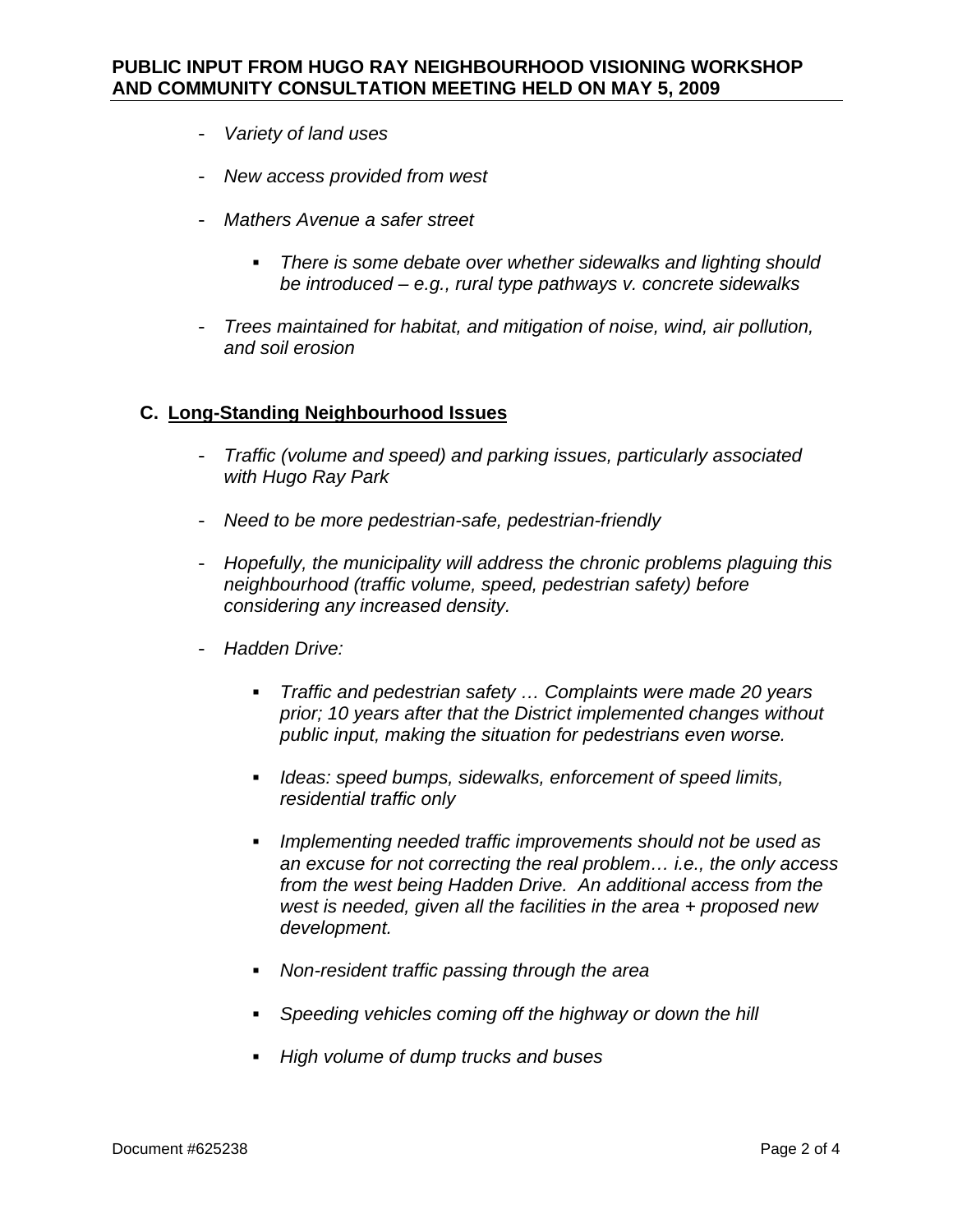- *Variety of land uses*

- *New access provided from west*

- *Mathers Avenue a safer street*

    - *There is some debate over whether sidewalks and lighting should be introduced – e.g., rural type pathways v. concrete sidewalks*

- *Trees maintained for habitat, and mitigation of noise, wind, air pollution, and soil erosion*

## C. <u>Long-Standing Neighbourhood Issues</u>

- *Traffic (volume and speed) and parking issues, particularly associated with Hugo Ray Park*

- *Need to be more pedestrian-safe, pedestrian-friendly*

- *Hopefully, the municipality will address the chronic problems plaguing this neighbourhood (traffic volume, speed, pedestrian safety) before considering any increased density.*

- *Hadden Drive:*

    - *Traffic and pedestrian safety … Complaints were made 20 years prior; 10 years after that the District implemented changes without public input, making the situation for pedestrians even worse.*

    - *Ideas: speed bumps, sidewalks, enforcement of speed limits, residential traffic only*

    - *Implementing needed traffic improvements should not be used as an excuse for not correcting the real problem… i.e., the only access from the west being Hadden Drive. An additional access from the west is needed, given all the facilities in the area + proposed new development.*

    - *Non-resident traffic passing through the area*

    - *Speeding vehicles coming off the highway or down the hill*

    - *High volume of dump trucks and buses*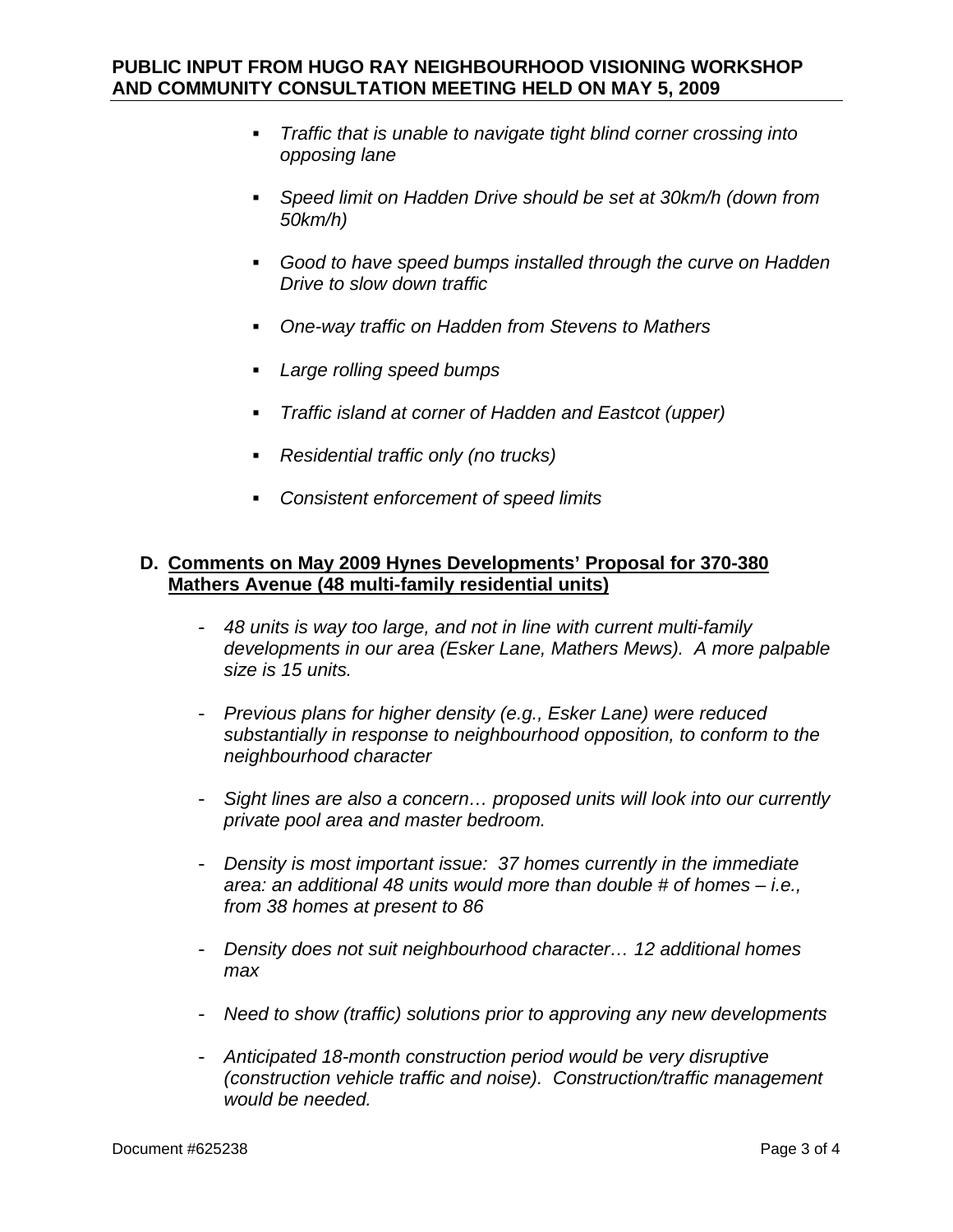- *Traffic that is unable to navigate tight blind corner crossing into opposing lane*

- *Speed limit on Hadden Drive should be set at 30km/h (down from 50km/h)*

- *Good to have speed bumps installed through the curve on Hadden Drive to slow down traffic*

- *One-way traffic on Hadden from Stevens to Mathers*

- *Large rolling speed bumps*

- *Traffic island at corner of Hadden and Eastcot (upper)*

- *Residential traffic only (no trucks)*

- *Consistent enforcement of speed limits*

## D. Comments on May 2009 Hynes Developments' Proposal for 370-380 Mathers Avenue (48 multi-family residential units)

- *48 units is way too large, and not in line with current multi-family developments in our area (Esker Lane, Mathers Mews). A more palpable size is 15 units.*

- *Previous plans for higher density (e.g., Esker Lane) were reduced substantially in response to neighbourhood opposition, to conform to the neighbourhood character*

- *Sight lines are also a concern… proposed units will look into our currently private pool area and master bedroom.*

- *Density is most important issue: 37 homes currently in the immediate area: an additional 48 units would more than double # of homes – i.e., from 38 homes at present to 86*

- *Density does not suit neighbourhood character… 12 additional homes max*

- *Need to show (traffic) solutions prior to approving any new developments*

- *Anticipated 18-month construction period would be very disruptive (construction vehicle traffic and noise). Construction/traffic management would be needed.*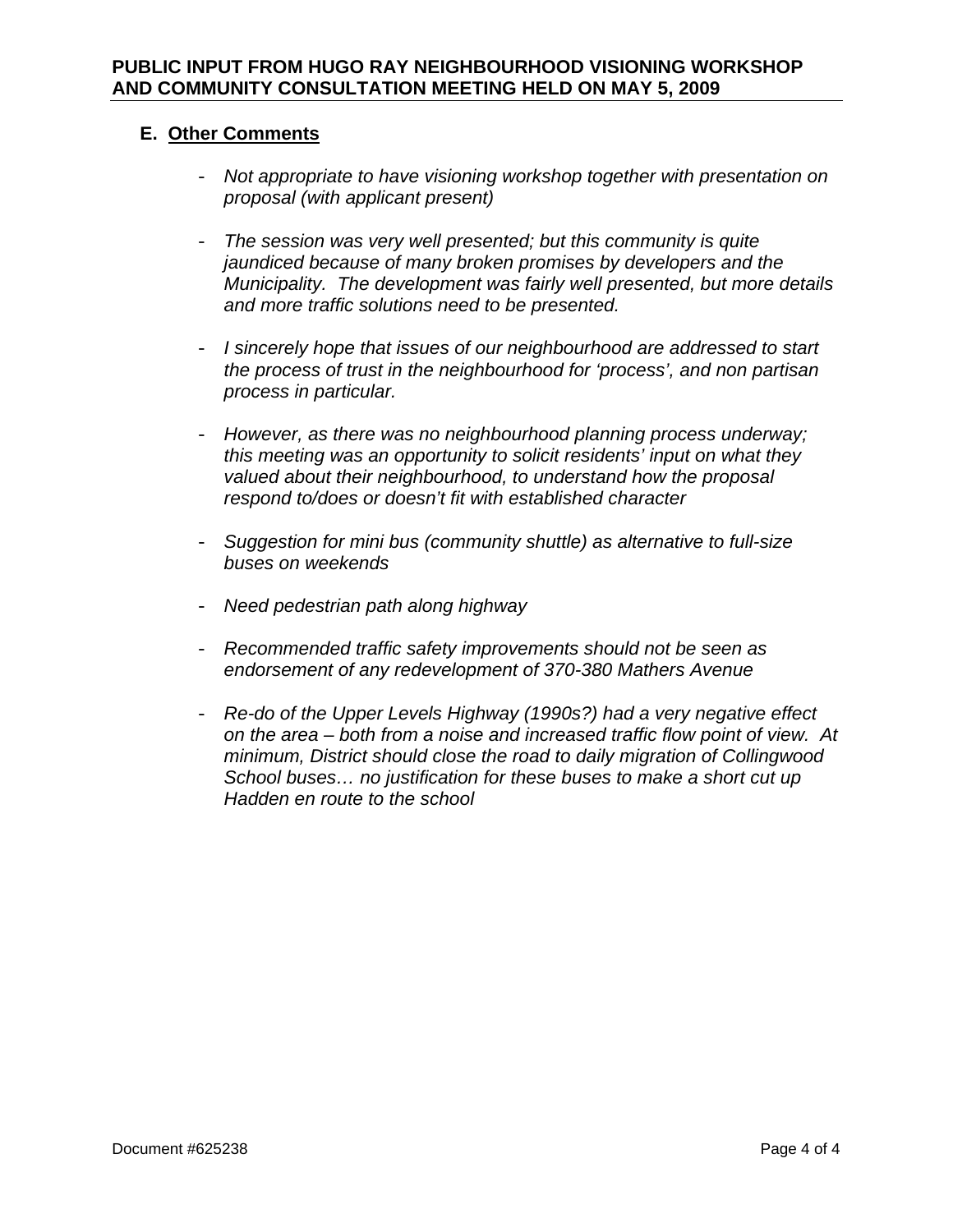## E. Other Comments

- *Not appropriate to have visioning workshop together with presentation on proposal (with applicant present)*

- *The session was very well presented; but this community is quite jaundiced because of many broken promises by developers and the Municipality. The development was fairly well presented, but more details and more traffic solutions need to be presented.*

- *I sincerely hope that issues of our neighbourhood are addressed to start the process of trust in the neighbourhood for 'process', and non partisan process in particular.*

- *However, as there was no neighbourhood planning process underway; this meeting was an opportunity to solicit residents' input on what they valued about their neighbourhood, to understand how the proposal respond to/does or doesn't fit with established character*

- *Suggestion for mini bus (community shuttle) as alternative to full-size buses on weekends*

- *Need pedestrian path along highway*

- *Recommended traffic safety improvements should not be seen as endorsement of any redevelopment of 370-380 Mathers Avenue*

- *Re-do of the Upper Levels Highway (1990s?) had a very negative effect on the area – both from a noise and increased traffic flow point of view. At minimum, District should close the road to daily migration of Collingwood School buses… no justification for these buses to make a short cut up Hadden en route to the school*